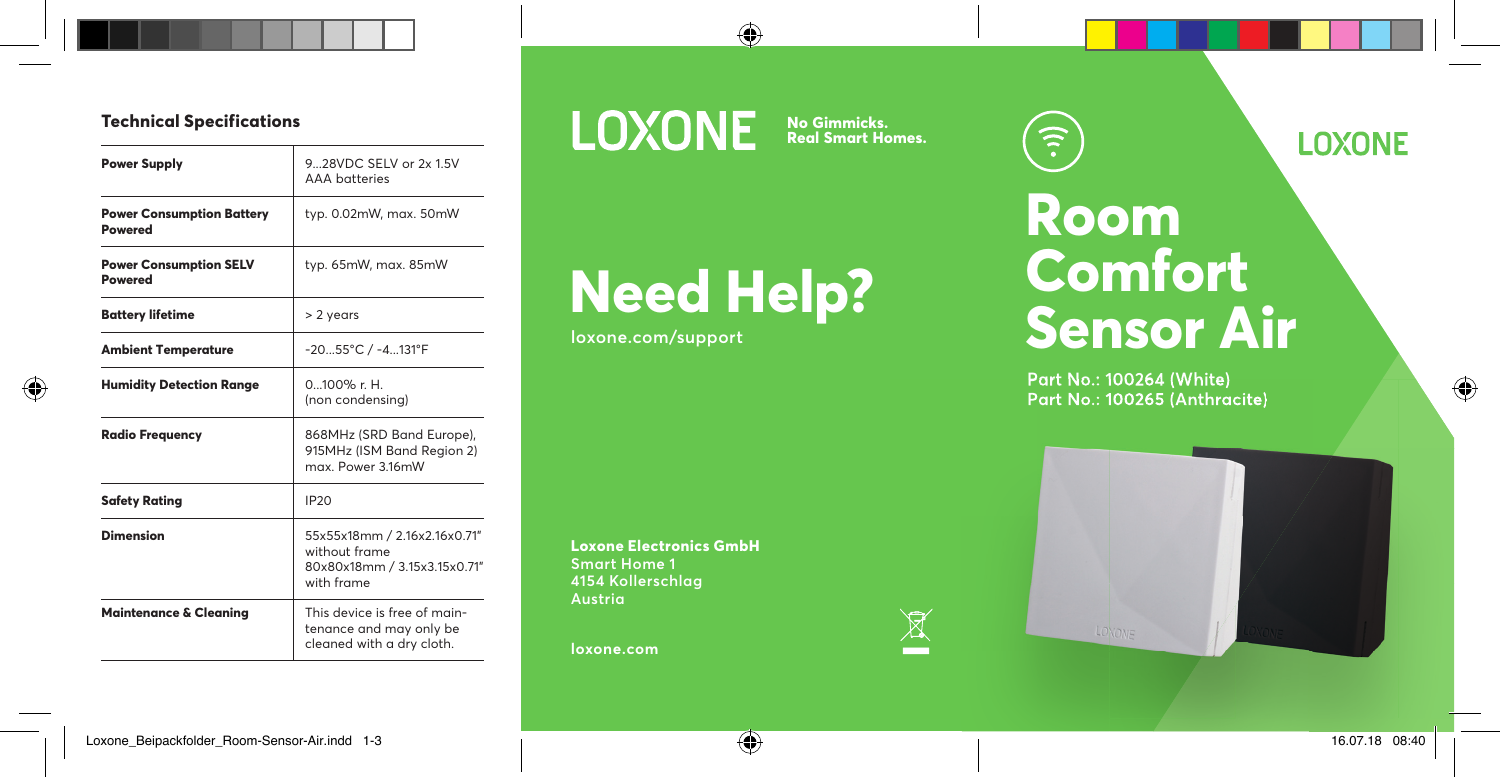## Technical Specifications

| | |
|---|---|
| **Power Supply** | 9...28VDC SELV or 2x 1.5V AAA batteries |
| **Power Consumption Battery Powered** | typ. 0.02mW, max. 50mW |
| **Power Consumption SELV Powered** | typ. 65mW, max. 85mW |
| **Battery lifetime** | > 2 years |
| **Ambient Temperature** | -20...55°C / -4...131°F |
| **Humidity Detection Range** | 0...100% r. H. (non condensing) |
| **Radio Frequency** | 868MHz (SRD Band Europe), 915MHz (ISM Band Region 2) max. Power 3.16mW |
| **Safety Rating** | IP20 |
| **Dimension** | 55x55x18mm / 2.16x2.16x0.71" without frame 80x80x18mm / 3.15x3.15x0.71" with frame |
| **Maintenance & Cleaning** | This device is free of maintenance and may only be cleaned with a dry cloth. |

LOXONE **No Gimmicks. Real Smart Homes.**

# Need Help?

loxone.com/support

**Loxone Electronics GmbH**
Smart Home 1
4154 Kollerschlag
Austria

loxone.com

LOXONE

# Room Comfort Sensor Air

Part No.: 100264 (White)
Part No.: 100265 (Anthracite)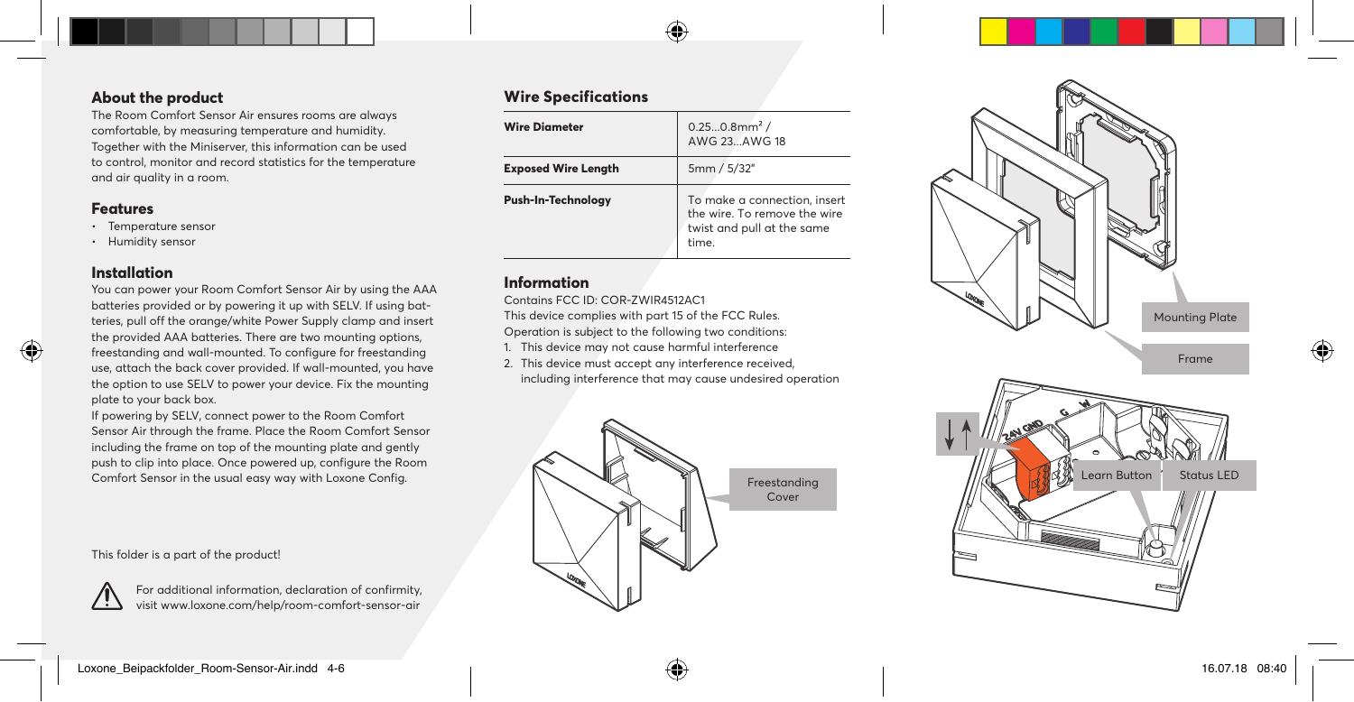## About the product

The Room Comfort Sensor Air ensures rooms are always comfortable, by measuring temperature and humidity. Together with the Miniserver, this information can be used to control, monitor and record statistics for the temperature and air quality in a room.

## Features

- Temperature sensor
- Humidity sensor

## Installation

You can power your Room Comfort Sensor Air by using the AAA batteries provided or by powering it up with SELV. If using batteries, pull off the orange/white Power Supply clamp and insert the provided AAA batteries. There are two mounting options, freestanding and wall-mounted. To configure for freestanding use, attach the back cover provided. If wall-mounted, you have the option to use SELV to power your device. Fix the mounting plate to your back box.

If powering by SELV, connect power to the Room Comfort Sensor Air through the frame. Place the Room Comfort Sensor including the frame on top of the mounting plate and gently push to clip into place. Once powered up, configure the Room Comfort Sensor in the usual easy way with Loxone Config.

This folder is a part of the product!

For additional information, declaration of confirmity, visit www.loxone.com/help/room-comfort-sensor-air

## Wire Specifications

| | |
|---|---|
| **Wire Diameter** | 0.25...0.8mm² / AWG 23...AWG 18 |
| **Exposed Wire Length** | 5mm / 5/32" |
| **Push-In-Technology** | To make a connection, insert the wire. To remove the wire twist and pull at the same time. |

## Information

Contains FCC ID: COR-ZWIR4512AC1

This device complies with part 15 of the FCC Rules.

Operation is subject to the following two conditions:

1. This device may not cause harmful interference
2. This device must accept any interference received, including interference that may cause undesired operation

Freestanding Cover

Mounting Plate

Frame

24V GND

Learn Button

Status LED